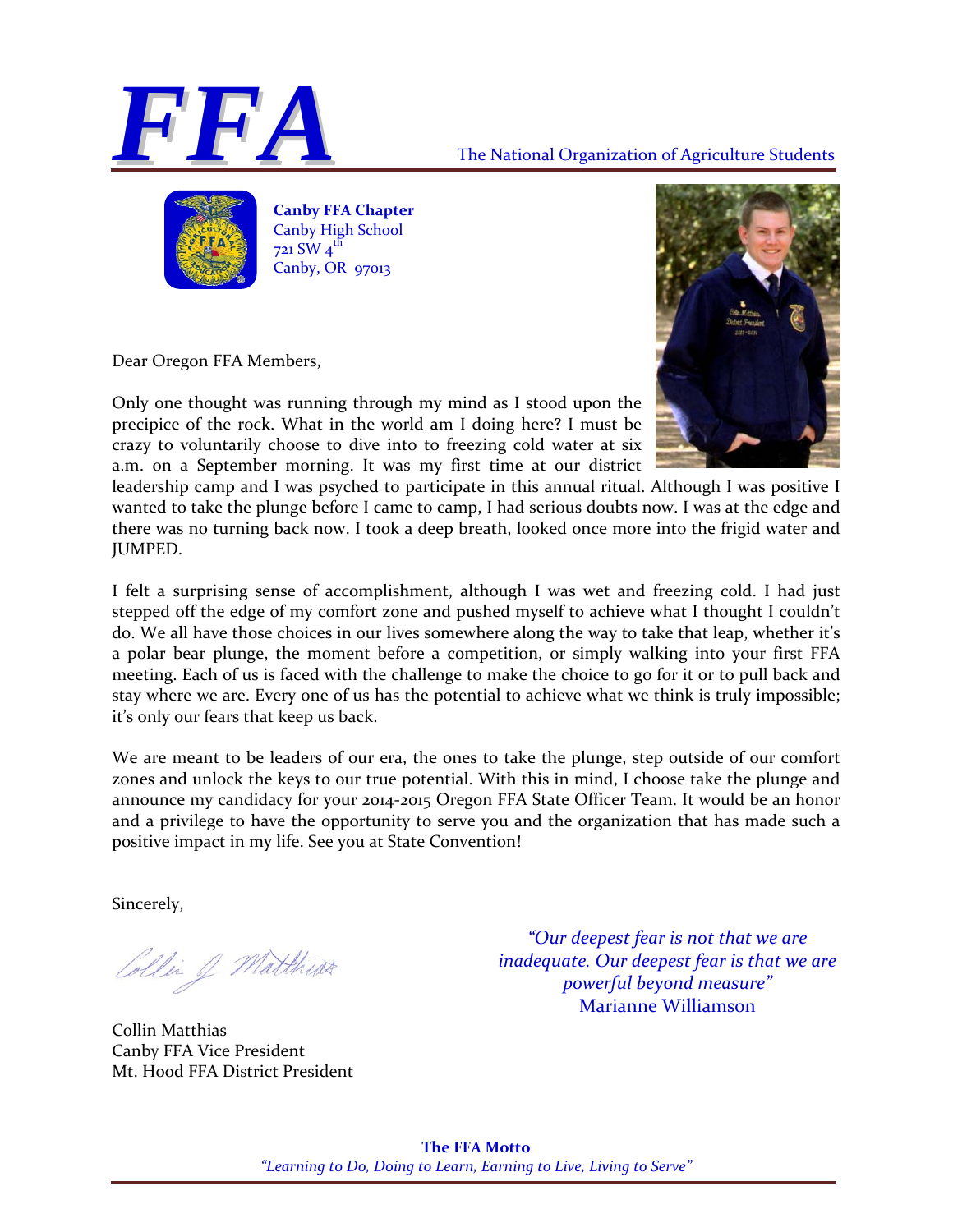# FFA

The National Organization of Agriculture Students

**Canby FFA Chapter**
Canby High School
721 SW 4th
Canby, OR 97013

Dear Oregon FFA Members,

Only one thought was running through my mind as I stood upon the precipice of the rock. What in the world am I doing here? I must be crazy to voluntarily choose to dive into to freezing cold water at six a.m. on a September morning. It was my first time at our district leadership camp and I was psyched to participate in this annual ritual. Although I was positive I wanted to take the plunge before I came to camp, I had serious doubts now. I was at the edge and there was no turning back now. I took a deep breath, looked once more into the frigid water and JUMPED.

I felt a surprising sense of accomplishment, although I was wet and freezing cold. I had just stepped off the edge of my comfort zone and pushed myself to achieve what I thought I couldn't do. We all have those choices in our lives somewhere along the way to take that leap, whether it's a polar bear plunge, the moment before a competition, or simply walking into your first FFA meeting. Each of us is faced with the challenge to make the choice to go for it or to pull back and stay where we are. Every one of us has the potential to achieve what we think is truly impossible; it's only our fears that keep us back.

We are meant to be leaders of our era, the ones to take the plunge, step outside of our comfort zones and unlock the keys to our true potential. With this in mind, I choose take the plunge and announce my candidacy for your 2014-2015 Oregon FFA State Officer Team. It would be an honor and a privilege to have the opportunity to serve you and the organization that has made such a positive impact in my life. See you at State Convention!

Sincerely,

*Collin J. Matthias*

Collin Matthias
Canby FFA Vice President
Mt. Hood FFA District President

*"Our deepest fear is not that we are inadequate. Our deepest fear is that we are powerful beyond measure"*
Marianne Williamson

**The FFA Motto**
*"Learning to Do, Doing to Learn, Earning to Live, Living to Serve"*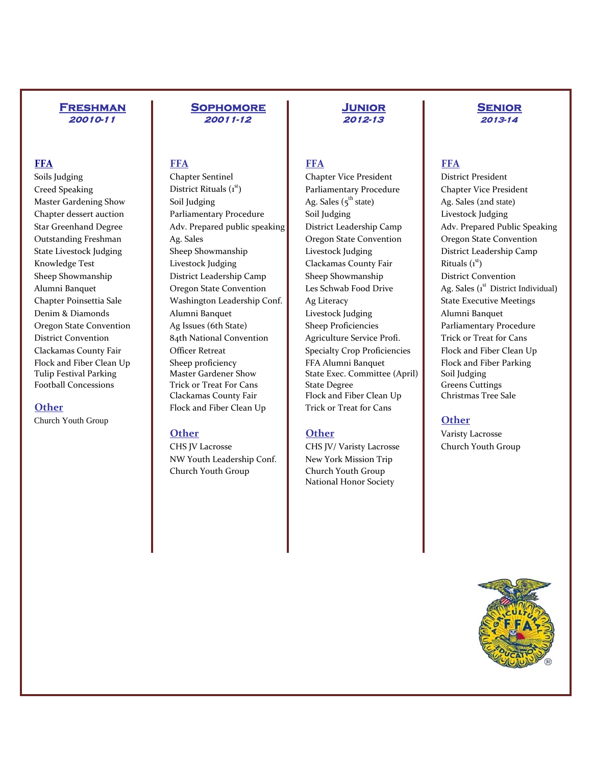## Freshman
**20010-11**

### FFA

Soils Judging
Creed Speaking
Master Gardening Show
Chapter dessert auction
Star Greenhand Degree
Outstanding Freshman
State Livestock Judging
Knowledge Test
Sheep Showmanship
Alumni Banquet
Chapter Poinsettia Sale
Denim & Diamonds
Oregon State Convention
District Convention
Clackamas County Fair
Flock and Fiber Clean Up
Tulip Festival Parking
Football Concessions

### Other

Church Youth Group

## Sophomore
**20011-12**

### FFA

Chapter Sentinel
District Rituals (1st)
Soil Judging
Parliamentary Procedure
Adv. Prepared public speaking
Ag. Sales
Sheep Showmanship
Livestock Judging
District Leadership Camp
Oregon State Convention
Washington Leadership Conf.
Alumni Banquet
Ag Issues (6th State)
84th National Convention
Officer Retreat
Sheep proficiency
Master Gardener Show
Trick or Treat For Cans
Clackamas County Fair
Flock and Fiber Clean Up

### Other

CHS JV Lacrosse
NW Youth Leadership Conf.
Church Youth Group

## Junior
**2012-13**

### FFA

Chapter Vice President
Parliamentary Procedure
Ag. Sales (5th state)
Soil Judging
District Leadership Camp
Oregon State Convention
Livestock Judging
Clackamas County Fair
Sheep Showmanship
Les Schwab Food Drive
Ag Literacy
Livestock Judging
Sheep Proficiencies
Agriculture Service Profi.
Specialty Crop Proficiencies
FFA Alumni Banquet
State Exec. Committee (April)
State Degree
Flock and Fiber Clean Up
Trick or Treat for Cans

### Other

CHS JV/ Varisty Lacrosse
New York Mission Trip
Church Youth Group
National Honor Society

## Senior
**2013-14**

### FFA

District President
Chapter Vice President
Ag. Sales (2nd state)
Livestock Judging
Adv. Prepared Public Speaking
Oregon State Convention
District Leadership Camp
Rituals (1st)
District Convention
Ag. Sales (1st District Individual)
State Executive Meetings
Alumni Banquet
Parliamentary Procedure
Trick or Treat for Cans
Flock and Fiber Clean Up
Flock and Fiber Parking
Soil Judging
Greens Cuttings
Christmas Tree Sale

### Other

Varisty Lacrosse
Church Youth Group